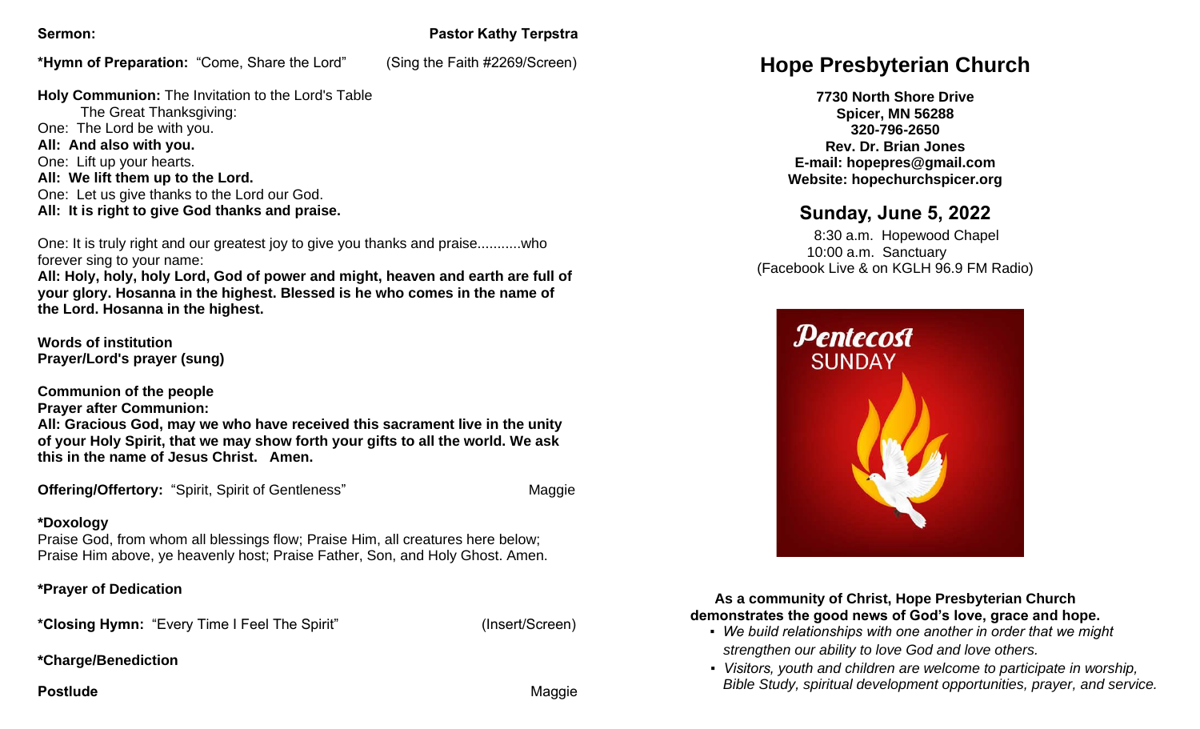**Sermon:** **Pastor Kathy Terpstra**

***Hymn of Preparation:** "Come, Share the Lord" (Sing the Faith #2269/Screen)

**Holy Communion:** The Invitation to the Lord's Table
The Great Thanksgiving:
One: The Lord be with you.
**All: And also with you.**
One: Lift up your hearts.
**All: We lift them up to the Lord.**
One: Let us give thanks to the Lord our God.
**All: It is right to give God thanks and praise.**

One: It is truly right and our greatest joy to give you thanks and praise...........who forever sing to your name:
**All: Holy, holy, holy Lord, God of power and might, heaven and earth are full of your glory. Hosanna in the highest. Blessed is he who comes in the name of the Lord. Hosanna in the highest.**

**Words of institution**
**Prayer/Lord's prayer (sung)**

**Communion of the people**
**Prayer after Communion:**
**All: Gracious God, may we who have received this sacrament live in the unity of your Holy Spirit, that we may show forth your gifts to all the world. We ask this in the name of Jesus Christ. Amen.**

**Offering/Offertory:** "Spirit, Spirit of Gentleness" Maggie

***Doxology**
Praise God, from whom all blessings flow; Praise Him, all creatures here below;
Praise Him above, ye heavenly host; Praise Father, Son, and Holy Ghost. Amen.

***Prayer of Dedication**

***Closing Hymn:** "Every Time I Feel The Spirit" (Insert/Screen)

***Charge/Benediction**

**Postlude** Maggie

# Hope Presbyterian Church

**7730 North Shore Drive**
**Spicer, MN 56288**
**320-796-2650**
**Rev. Dr. Brian Jones**
**E-mail: hopepres@gmail.com**
**Website: hopechurchspicer.org**

## Sunday, June 5, 2022

8:30 a.m. Hopewood Chapel
10:00 a.m. Sanctuary
(Facebook Live & on KGLH 96.9 FM Radio)

Pentecost SUNDAY

**As a community of Christ, Hope Presbyterian Church demonstrates the good news of God's love, grace and hope.**

- *We build relationships with one another in order that we might strengthen our ability to love God and love others.*
- *Visitors, youth and children are welcome to participate in worship, Bible Study, spiritual development opportunities, prayer, and service.*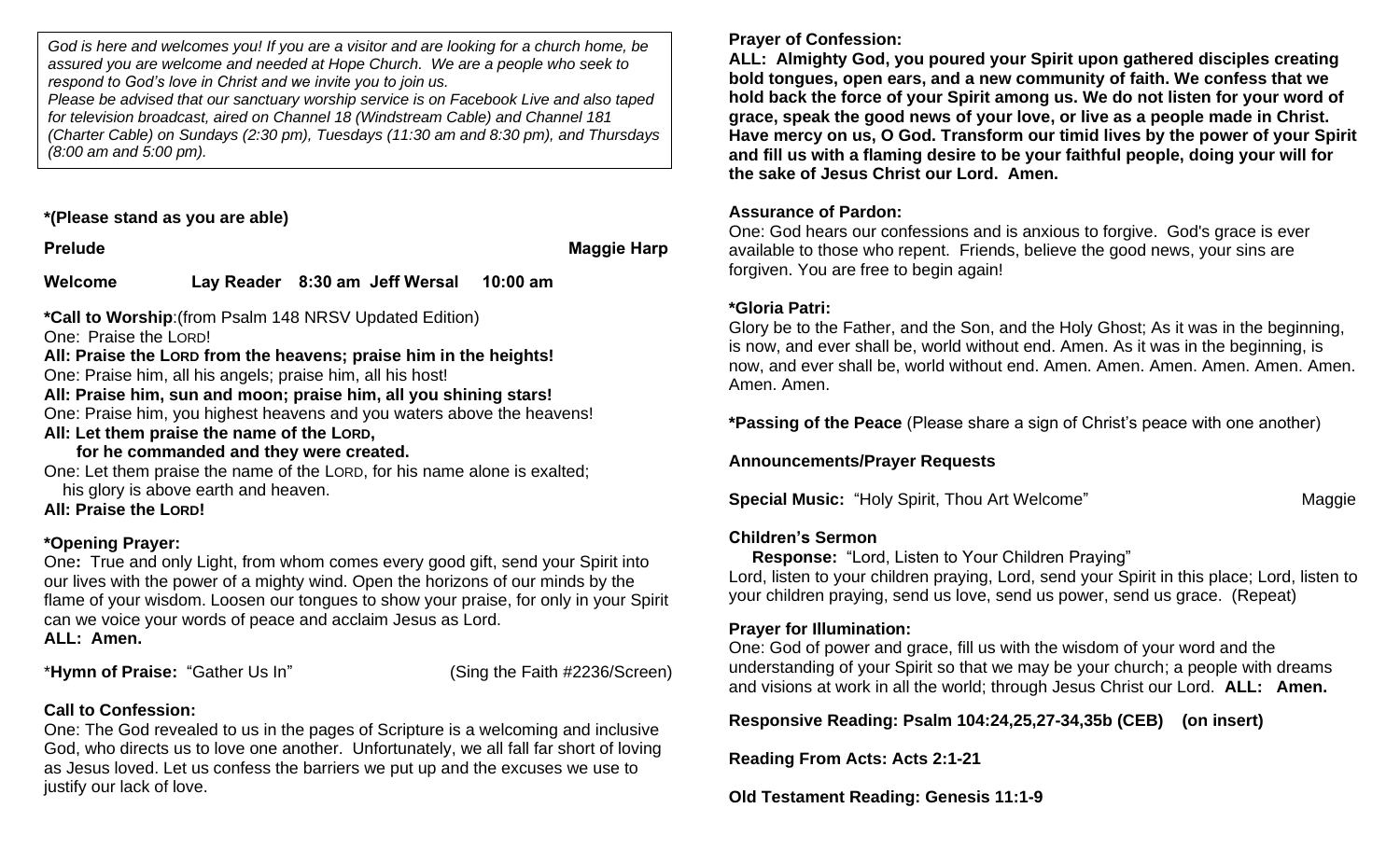*God is here and welcomes you! If you are a visitor and are looking for a church home, be assured you are welcome and needed at Hope Church. We are a people who seek to respond to God's love in Christ and we invite you to join us.*
*Please be advised that our sanctuary worship service is on Facebook Live and also taped for television broadcast, aired on Channel 18 (Windstream Cable) and Channel 181 (Charter Cable) on Sundays (2:30 pm), Tuesdays (11:30 am and 8:30 pm), and Thursdays (8:00 am and 5:00 pm).*

**\*(Please stand as you are able)**

**Prelude** **Maggie Harp**

**Welcome** **Lay Reader 8:30 am Jeff Wersal 10:00 am**

**\*Call to Worship**:(from Psalm 148 NRSV Updated Edition)
One: Praise the LORD!
**All: Praise the LORD from the heavens; praise him in the heights!**
One: Praise him, all his angels; praise him, all his host!
**All: Praise him, sun and moon; praise him, all you shining stars!**
One: Praise him, you highest heavens and you waters above the heavens!
**All: Let them praise the name of the LORD,**
**for he commanded and they were created.**
One: Let them praise the name of the LORD, for his name alone is exalted;
his glory is above earth and heaven.
**All: Praise the LORD!**

**\*Opening Prayer:**
One**:** True and only Light, from whom comes every good gift, send your Spirit into our lives with the power of a mighty wind. Open the horizons of our minds by the flame of your wisdom. Loosen our tongues to show your praise, for only in your Spirit can we voice your words of peace and acclaim Jesus as Lord.
**ALL: Amen.**

\***Hymn of Praise:** "Gather Us In" (Sing the Faith #2236/Screen)

**Call to Confession:**
One: The God revealed to us in the pages of Scripture is a welcoming and inclusive God, who directs us to love one another. Unfortunately, we all fall far short of loving as Jesus loved. Let us confess the barriers we put up and the excuses we use to justify our lack of love.

**Prayer of Confession:**
**ALL: Almighty God, you poured your Spirit upon gathered disciples creating bold tongues, open ears, and a new community of faith. We confess that we hold back the force of your Spirit among us. We do not listen for your word of grace, speak the good news of your love, or live as a people made in Christ. Have mercy on us, O God. Transform our timid lives by the power of your Spirit and fill us with a flaming desire to be your faithful people, doing your will for the sake of Jesus Christ our Lord. Amen.**

**Assurance of Pardon:**
One: God hears our confessions and is anxious to forgive. God's grace is ever available to those who repent. Friends, believe the good news, your sins are forgiven. You are free to begin again!

**\*Gloria Patri:**
Glory be to the Father, and the Son, and the Holy Ghost; As it was in the beginning, is now, and ever shall be, world without end. Amen. As it was in the beginning, is now, and ever shall be, world without end. Amen. Amen. Amen. Amen. Amen. Amen. Amen. Amen.

**\*Passing of the Peace** (Please share a sign of Christ's peace with one another)

**Announcements/Prayer Requests**

**Special Music:** "Holy Spirit, Thou Art Welcome" Maggie

**Children's Sermon**
**Response:** "Lord, Listen to Your Children Praying"
Lord, listen to your children praying, Lord, send your Spirit in this place; Lord, listen to your children praying, send us love, send us power, send us grace. (Repeat)

**Prayer for Illumination:**
One: God of power and grace, fill us with the wisdom of your word and the understanding of your Spirit so that we may be your church; a people with dreams and visions at work in all the world; through Jesus Christ our Lord. **ALL: Amen.**

**Responsive Reading: Psalm 104:24,25,27-34,35b (CEB) (on insert)**

**Reading From Acts: Acts 2:1-21**

**Old Testament Reading: Genesis 11:1-9**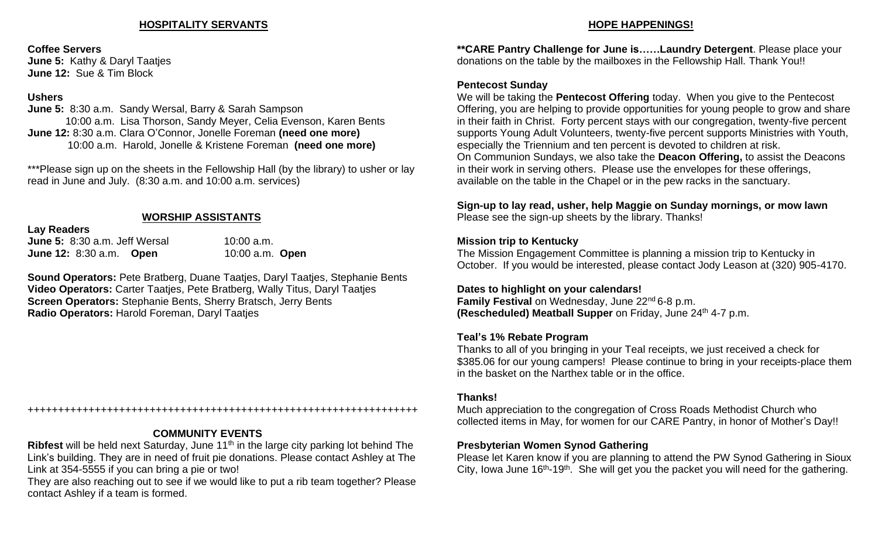## HOSPITALITY SERVANTS

**Coffee Servers**
**June 5:** Kathy & Daryl Taatjes
**June 12:** Sue & Tim Block

**Ushers**
**June 5:** 8:30 a.m. Sandy Wersal, Barry & Sarah Sampson
10:00 a.m. Lisa Thorson, Sandy Meyer, Celia Evenson, Karen Bents
**June 12:** 8:30 a.m. Clara O'Connor, Jonelle Foreman **(need one more)**
10:00 a.m. Harold, Jonelle & Kristene Foreman **(need one more)**

***Please sign up on the sheets in the Fellowship Hall (by the library) to usher or lay read in June and July. (8:30 a.m. and 10:00 a.m. services)

## WORSHIP ASSISTANTS

**Lay Readers**
**June 5:** 8:30 a.m. Jeff Wersal 10:00 a.m.
**June 12:** 8:30 a.m. **Open** 10:00 a.m. **Open**

**Sound Operators:** Pete Bratberg, Duane Taatjes, Daryl Taatjes, Stephanie Bents
**Video Operators:** Carter Taatjes, Pete Bratberg, Wally Titus, Daryl Taatjes
**Screen Operators:** Stephanie Bents, Sherry Bratsch, Jerry Bents
**Radio Operators:** Harold Foreman, Daryl Taatjes

+++++++++++++++++++++++++++++++++++++++++++++++++++++++++++++++++

## COMMUNITY EVENTS

**Ribfest** will be held next Saturday, June 11th in the large city parking lot behind The Link's building. They are in need of fruit pie donations. Please contact Ashley at The Link at 354-5555 if you can bring a pie or two!
They are also reaching out to see if we would like to put a rib team together? Please contact Ashley if a team is formed.

## HOPE HAPPENINGS!

****CARE Pantry Challenge for June is……Laundry Detergent**. Please place your donations on the table by the mailboxes in the Fellowship Hall. Thank You!!

**Pentecost Sunday**
We will be taking the **Pentecost Offering** today. When you give to the Pentecost Offering, you are helping to provide opportunities for young people to grow and share in their faith in Christ. Forty percent stays with our congregation, twenty-five percent supports Young Adult Volunteers, twenty-five percent supports Ministries with Youth, especially the Triennium and ten percent is devoted to children at risk.
On Communion Sundays, we also take the **Deacon Offering,** to assist the Deacons in their work in serving others. Please use the envelopes for these offerings, available on the table in the Chapel or in the pew racks in the sanctuary.

**Sign-up to lay read, usher, help Maggie on Sunday mornings, or mow lawn**
Please see the sign-up sheets by the library. Thanks!

**Mission trip to Kentucky**
The Mission Engagement Committee is planning a mission trip to Kentucky in October. If you would be interested, please contact Jody Leason at (320) 905-4170.

**Dates to highlight on your calendars!**
**Family Festival** on Wednesday, June 22nd 6-8 p.m.
**(Rescheduled) Meatball Supper** on Friday, June 24th 4-7 p.m.

**Teal's 1% Rebate Program**
Thanks to all of you bringing in your Teal receipts, we just received a check for $385.06 for our young campers! Please continue to bring in your receipts-place them in the basket on the Narthex table or in the office.

**Thanks!**
Much appreciation to the congregation of Cross Roads Methodist Church who collected items in May, for women for our CARE Pantry, in honor of Mother's Day!!

**Presbyterian Women Synod Gathering**
Please let Karen know if you are planning to attend the PW Synod Gathering in Sioux City, Iowa June 16th-19th. She will get you the packet you will need for the gathering.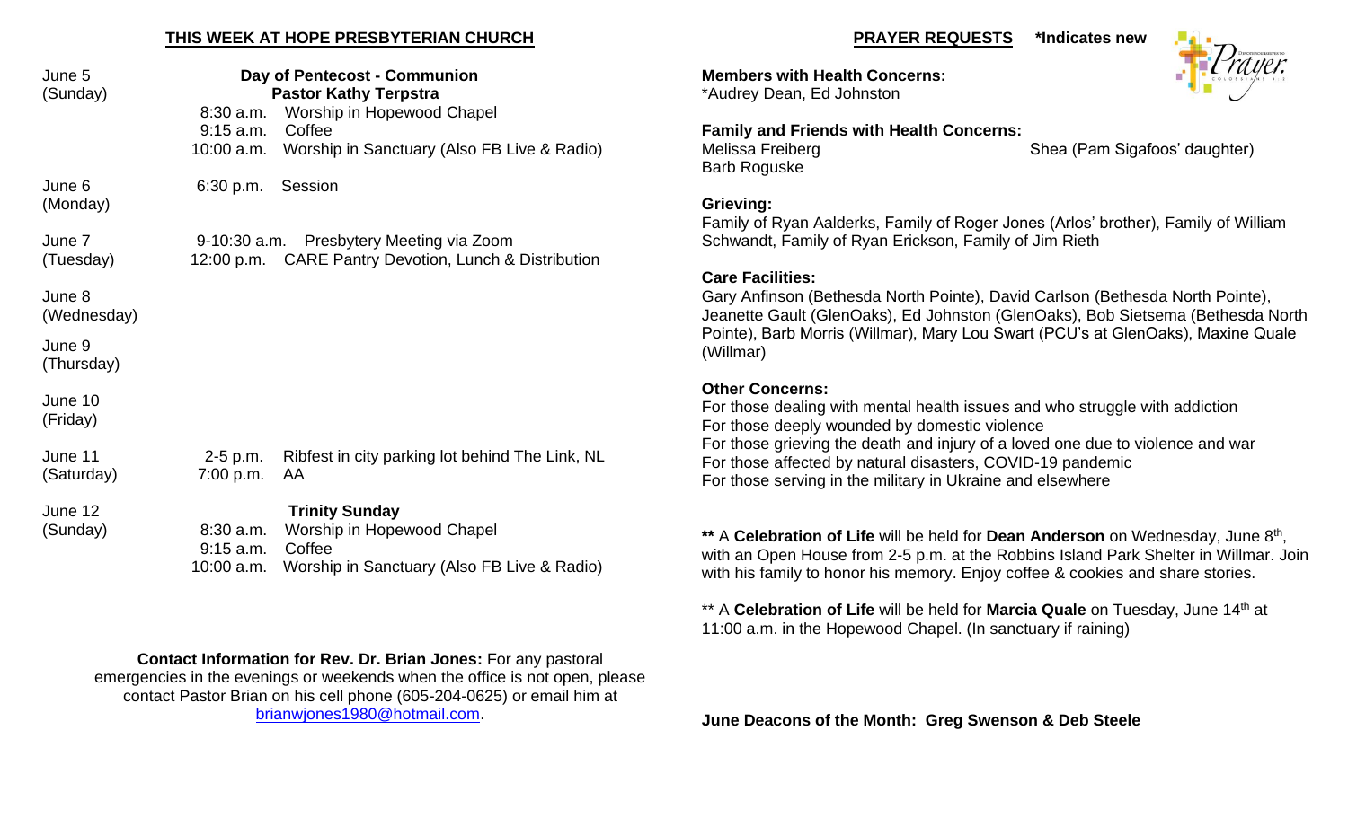## THIS WEEK AT HOPE PRESBYTERIAN CHURCH

| | | |
|---|---|---|
| June 5 (Sunday) | | **Day of Pentecost - Communion** |
| | | **Pastor Kathy Terpstra** |
| | 8:30 a.m. | Worship in Hopewood Chapel |
| | 9:15 a.m. | Coffee |
| | 10:00 a.m. | Worship in Sanctuary (Also FB Live & Radio) |
| June 6 (Monday) | 6:30 p.m. | Session |
| June 7 (Tuesday) | 9-10:30 a.m. | Presbytery Meeting via Zoom |
| | 12:00 p.m. | CARE Pantry Devotion, Lunch & Distribution |
| June 8 (Wednesday) | | |
| June 9 (Thursday) | | |
| June 10 (Friday) | | |
| June 11 (Saturday) | 2-5 p.m. | Ribfest in city parking lot behind The Link, NL |
| | 7:00 p.m. | AA |
| June 12 (Sunday) | | **Trinity Sunday** |
| | 8:30 a.m. | Worship in Hopewood Chapel |
| | 9:15 a.m. | Coffee |
| | 10:00 a.m. | Worship in Sanctuary (Also FB Live & Radio) |

**Contact Information for Rev. Dr. Brian Jones:** For any pastoral emergencies in the evenings or weekends when the office is not open, please contact Pastor Brian on his cell phone (605-204-0625) or email him at brianwjones1980@hotmail.com.

## PRAYER REQUESTS *Indicates new

**Members with Health Concerns:**
*Audrey Dean, Ed Johnston

**Family and Friends with Health Concerns:**
Melissa Freiberg
Shea (Pam Sigafoos' daughter)
Barb Roguske

**Grieving:**
Family of Ryan Aalderks, Family of Roger Jones (Arlos' brother), Family of William Schwandt, Family of Ryan Erickson, Family of Jim Rieth

**Care Facilities:**
Gary Anfinson (Bethesda North Pointe), David Carlson (Bethesda North Pointe), Jeanette Gault (GlenOaks), Ed Johnston (GlenOaks), Bob Sietsema (Bethesda North Pointe), Barb Morris (Willmar), Mary Lou Swart (PCU's at GlenOaks), Maxine Quale (Willmar)

**Other Concerns:**
For those dealing with mental health issues and who struggle with addiction
For those deeply wounded by domestic violence
For those grieving the death and injury of a loved one due to violence and war
For those affected by natural disasters, COVID-19 pandemic
For those serving in the military in Ukraine and elsewhere

** A **Celebration of Life** will be held for **Dean Anderson** on Wednesday, June 8th, with an Open House from 2-5 p.m. at the Robbins Island Park Shelter in Willmar. Join with his family to honor his memory. Enjoy coffee & cookies and share stories.

** A **Celebration of Life** will be held for **Marcia Quale** on Tuesday, June 14th at 11:00 a.m. in the Hopewood Chapel. (In sanctuary if raining)

**June Deacons of the Month: Greg Swenson & Deb Steele**